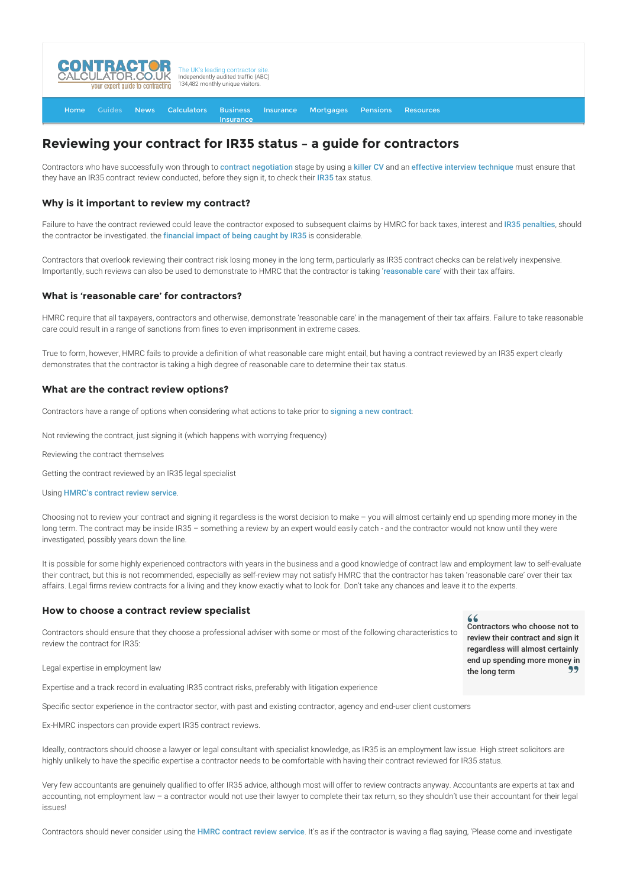CONTRACTOR CALCULATOR.CO.UK your expert guide to contracting

The UK's leading contractor site. Independently audited traffic (ABC) 134,482 monthly unique visitors.

Home Guides News Calculators Business Insurance Insurance Mortgages Pensions Resources

# Reviewing your contract for IR35 status – a guide for contractors

Contractors who have successfully won through to contract negotiation stage by using a killer CV and an effective interview technique must ensure that they have an IR35 contract review conducted, before they sign it, to check their IR35 tax status.

### Why is it important to review my contract?

Failure to have the contract reviewed could leave the contractor exposed to subsequent claims by HMRC for back taxes, interest and IR35 penalties, should the contractor be investigated. the financial impact of being caught by IR35 is considerable.

Contractors that overlook reviewing their contract risk losing money in the long term, particularly as IR35 contract checks can be relatively inexpensive. Importantly, such reviews can also be used to demonstrate to HMRC that the contractor is taking 'reasonable care' with their tax affairs.

### What is 'reasonable care' for contractors?

HMRC require that all taxpayers, contractors and otherwise, demonstrate 'reasonable care' in the management of their tax affairs. Failure to take reasonable care could result in a range of sanctions from fines to even imprisonment in extreme cases.

True to form, however, HMRC fails to provide a definition of what reasonable care might entail, but having a contract reviewed by an IR35 expert clearly demonstrates that the contractor is taking a high degree of reasonable care to determine their tax status.

### What are the contract review options?

Contractors have a range of options when considering what actions to take prior to signing a new contract:

Not reviewing the contract, just signing it (which happens with worrying frequency)

Reviewing the contract themselves

Getting the contract reviewed by an IR35 legal specialist

Using HMRC's contract review service.

Choosing not to review your contract and signing it regardless is the worst decision to make – you will almost certainly end up spending more money in the long term. The contract may be inside IR35 – something a review by an expert would easily catch - and the contractor would not know until they were investigated, possibly years down the line.

It is possible for some highly experienced contractors with years in the business and a good knowledge of contract law and employment law to self-evaluate their contract, but this is not recommended, especially as self-review may not satisfy HMRC that the contractor has taken 'reasonable care' over their tax affairs. Legal firms review contracts for a living and they know exactly what to look for. Don't take any chances and leave it to the experts.

### How to choose a contract review specialist

> **"Contractors who choose not to review their contract and sign it regardless will almost certainly end up spending more money in the long term"**

Contractors should ensure that they choose a professional adviser with some or most of the following characteristics to review the contract for IR35:

Legal expertise in employment law

Expertise and a track record in evaluating IR35 contract risks, preferably with litigation experience

Specific sector experience in the contractor sector, with past and existing contractor, agency and end-user client customers

Ex-HMRC inspectors can provide expert IR35 contract reviews.

Ideally, contractors should choose a lawyer or legal consultant with specialist knowledge, as IR35 is an employment law issue. High street solicitors are highly unlikely to have the specific expertise a contractor needs to be comfortable with having their contract reviewed for IR35 status.

Very few accountants are genuinely qualified to offer IR35 advice, although most will offer to review contracts anyway. Accountants are experts at tax and accounting, not employment law – a contractor would not use their lawyer to complete their tax return, so they shouldn't use their accountant for their legal issues!

Contractors should never consider using the HMRC contract review service. It's as if the contractor is waving a flag saying, 'Please come and investigate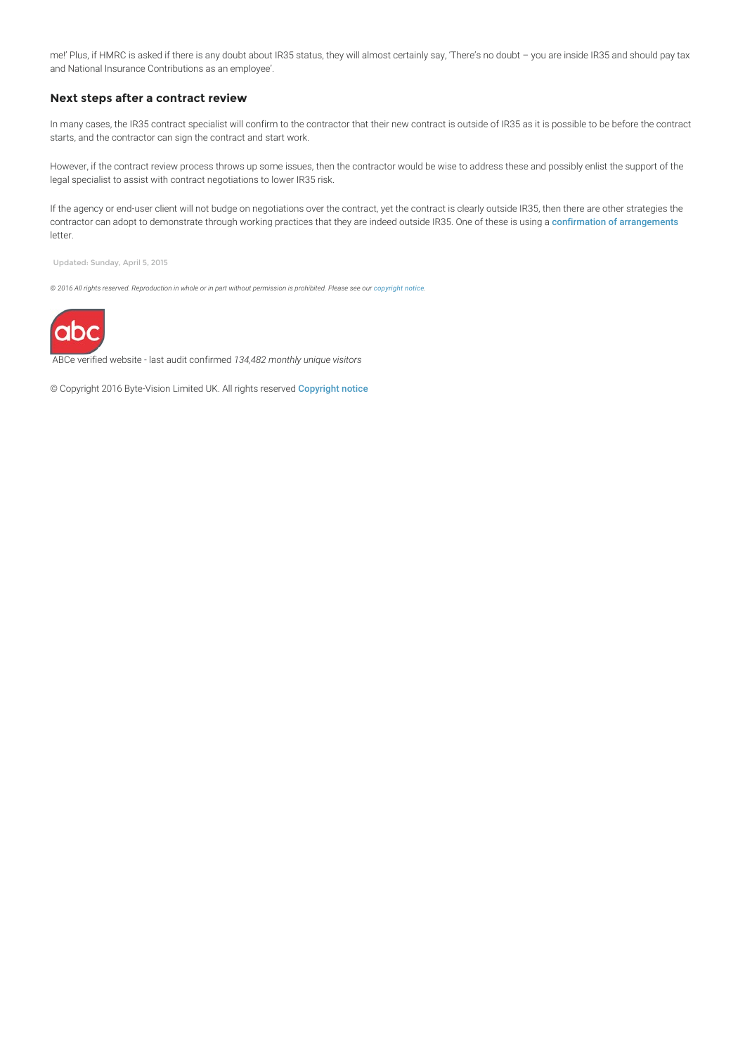me!' Plus, if HMRC is asked if there is any doubt about IR35 status, they will almost certainly say, 'There's no doubt – you are inside IR35 and should pay tax and National Insurance Contributions as an employee'.

### Next steps after a contract review

In many cases, the IR35 contract specialist will confirm to the contractor that their new contract is outside of IR35 as it is possible to be before the contract starts, and the contractor can sign the contract and start work.

However, if the contract review process throws up some issues, then the contractor would be wise to address these and possibly enlist the support of the legal specialist to assist with contract negotiations to lower IR35 risk.

If the agency or end-user client will not budge on negotiations over the contract, yet the contract is clearly outside IR35, then there are other strategies the contractor can adopt to demonstrate through working practices that they are indeed outside IR35. One of these is using a confirmation of arrangements letter.

Updated: Sunday, April 5, 2015

*© 2016 All rights reserved. Reproduction in whole or in part without permission is prohibited. Please see our copyright notice.*

abc

ABCe verified website - last audit confirmed *134,482 monthly unique visitors*

© Copyright 2016 Byte-Vision Limited UK. All rights reserved Copyright notice